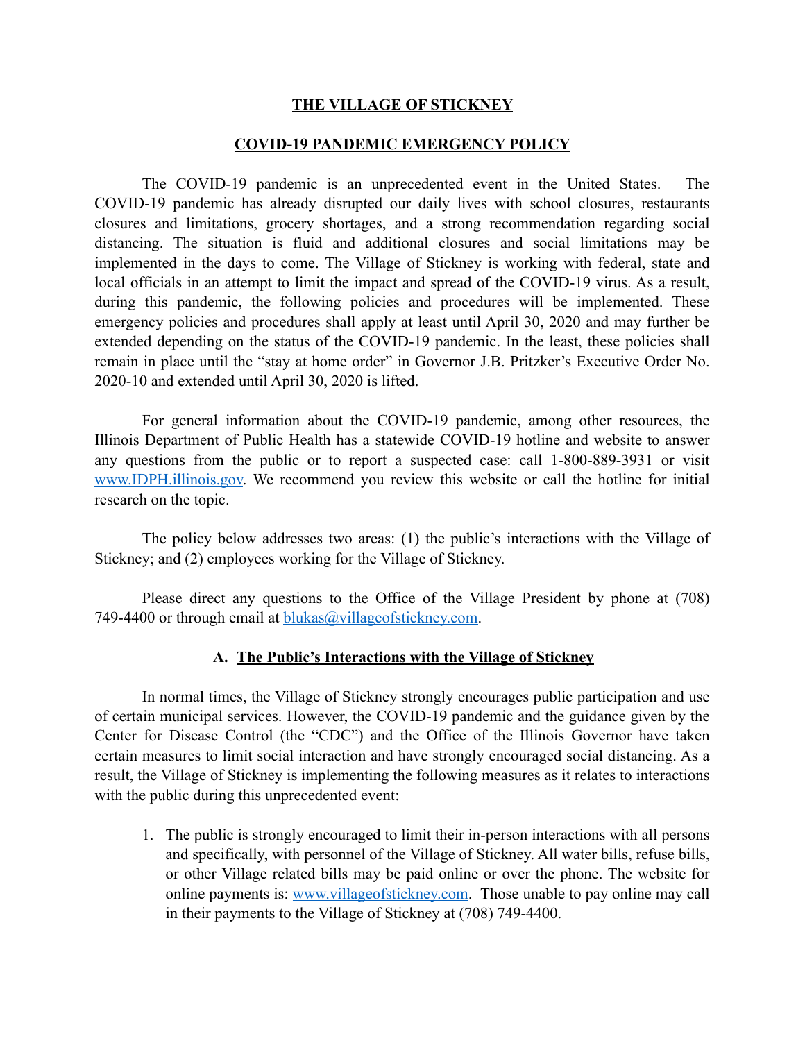# THE VILLAGE OF STICKNEY

## COVID-19 PANDEMIC EMERGENCY POLICY

The COVID-19 pandemic is an unprecedented event in the United States. The COVID-19 pandemic has already disrupted our daily lives with school closures, restaurants closures and limitations, grocery shortages, and a strong recommendation regarding social distancing. The situation is fluid and additional closures and social limitations may be implemented in the days to come. The Village of Stickney is working with federal, state and local officials in an attempt to limit the impact and spread of the COVID-19 virus. As a result, during this pandemic, the following policies and procedures will be implemented. These emergency policies and procedures shall apply at least until April 30, 2020 and may further be extended depending on the status of the COVID-19 pandemic. In the least, these policies shall remain in place until the "stay at home order" in Governor J.B. Pritzker's Executive Order No. 2020-10 and extended until April 30, 2020 is lifted.

For general information about the COVID-19 pandemic, among other resources, the Illinois Department of Public Health has a statewide COVID-19 hotline and website to answer any questions from the public or to report a suspected case: call 1-800-889-3931 or visit [www.IDPH.illinois.gov](http://www.IDPH.illinois.gov). We recommend you review this website or call the hotline for initial research on the topic.

The policy below addresses two areas: (1) the public's interactions with the Village of Stickney; and (2) employees working for the Village of Stickney.

Please direct any questions to the Office of the Village President by phone at (708) 749-4400 or through email at [blukas@villageofstickney.com](mailto:blukas@villageofstickney.com).

### A. The Public's Interactions with the Village of Stickney

In normal times, the Village of Stickney strongly encourages public participation and use of certain municipal services. However, the COVID-19 pandemic and the guidance given by the Center for Disease Control (the "CDC") and the Office of the Illinois Governor have taken certain measures to limit social interaction and have strongly encouraged social distancing. As a result, the Village of Stickney is implementing the following measures as it relates to interactions with the public during this unprecedented event:

1. The public is strongly encouraged to limit their in-person interactions with all persons and specifically, with personnel of the Village of Stickney. All water bills, refuse bills, or other Village related bills may be paid online or over the phone. The website for online payments is: [www.villageofstickney.com](http://www.villageofstickney.com). Those unable to pay online may call in their payments to the Village of Stickney at (708) 749-4400.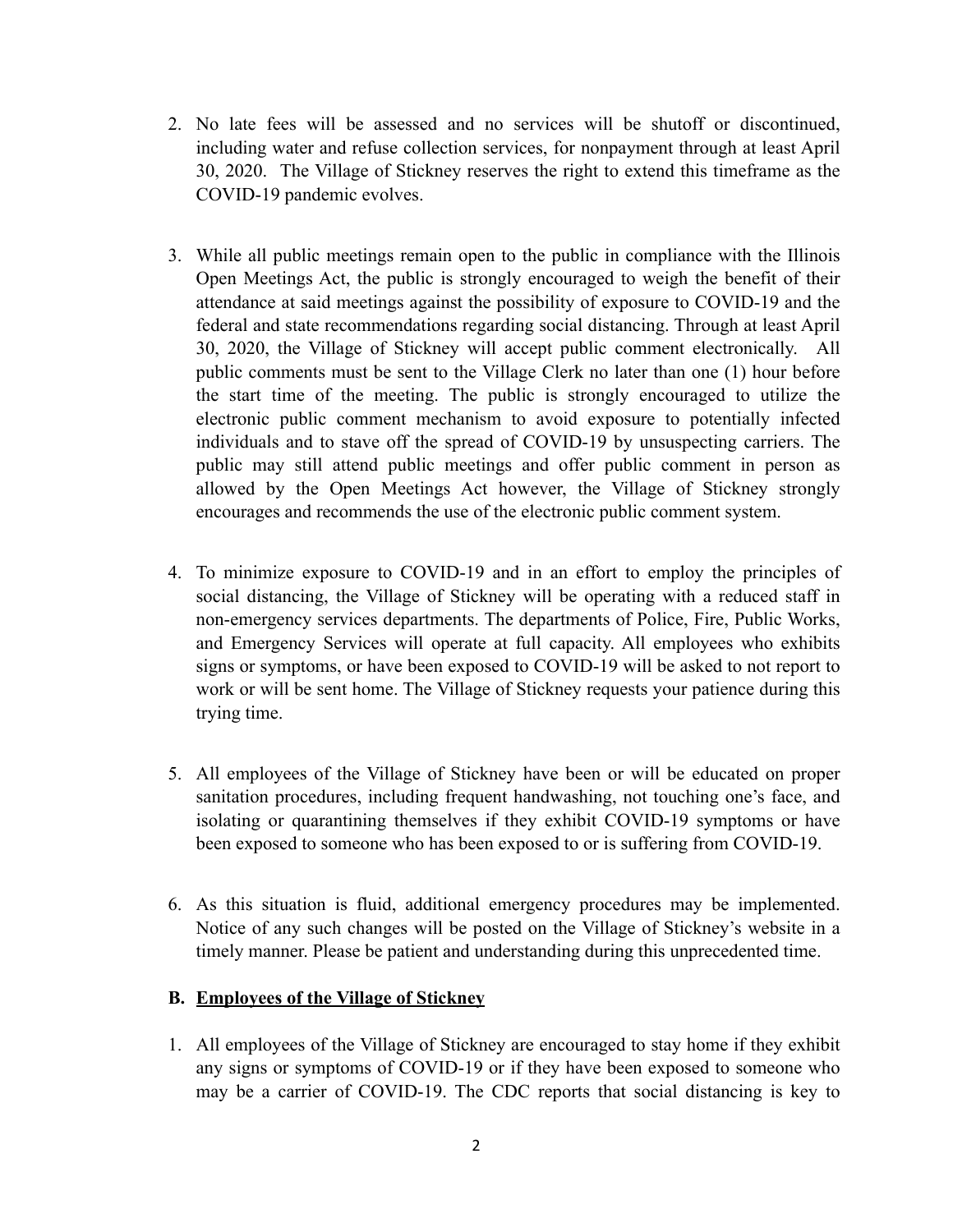2. No late fees will be assessed and no services will be shutoff or discontinued, including water and refuse collection services, for nonpayment through at least April 30, 2020. The Village of Stickney reserves the right to extend this timeframe as the COVID-19 pandemic evolves.

3. While all public meetings remain open to the public in compliance with the Illinois Open Meetings Act, the public is strongly encouraged to weigh the benefit of their attendance at said meetings against the possibility of exposure to COVID-19 and the federal and state recommendations regarding social distancing. Through at least April 30, 2020, the Village of Stickney will accept public comment electronically. All public comments must be sent to the Village Clerk no later than one (1) hour before the start time of the meeting. The public is strongly encouraged to utilize the electronic public comment mechanism to avoid exposure to potentially infected individuals and to stave off the spread of COVID-19 by unsuspecting carriers. The public may still attend public meetings and offer public comment in person as allowed by the Open Meetings Act however, the Village of Stickney strongly encourages and recommends the use of the electronic public comment system.

4. To minimize exposure to COVID-19 and in an effort to employ the principles of social distancing, the Village of Stickney will be operating with a reduced staff in non-emergency services departments. The departments of Police, Fire, Public Works, and Emergency Services will operate at full capacity. All employees who exhibits signs or symptoms, or have been exposed to COVID-19 will be asked to not report to work or will be sent home. The Village of Stickney requests your patience during this trying time.

5. All employees of the Village of Stickney have been or will be educated on proper sanitation procedures, including frequent handwashing, not touching one's face, and isolating or quarantining themselves if they exhibit COVID-19 symptoms or have been exposed to someone who has been exposed to or is suffering from COVID-19.

6. As this situation is fluid, additional emergency procedures may be implemented. Notice of any such changes will be posted on the Village of Stickney's website in a timely manner. Please be patient and understanding during this unprecedented time.

### B. Employees of the Village of Stickney

1. All employees of the Village of Stickney are encouraged to stay home if they exhibit any signs or symptoms of COVID-19 or if they have been exposed to someone who may be a carrier of COVID-19. The CDC reports that social distancing is key to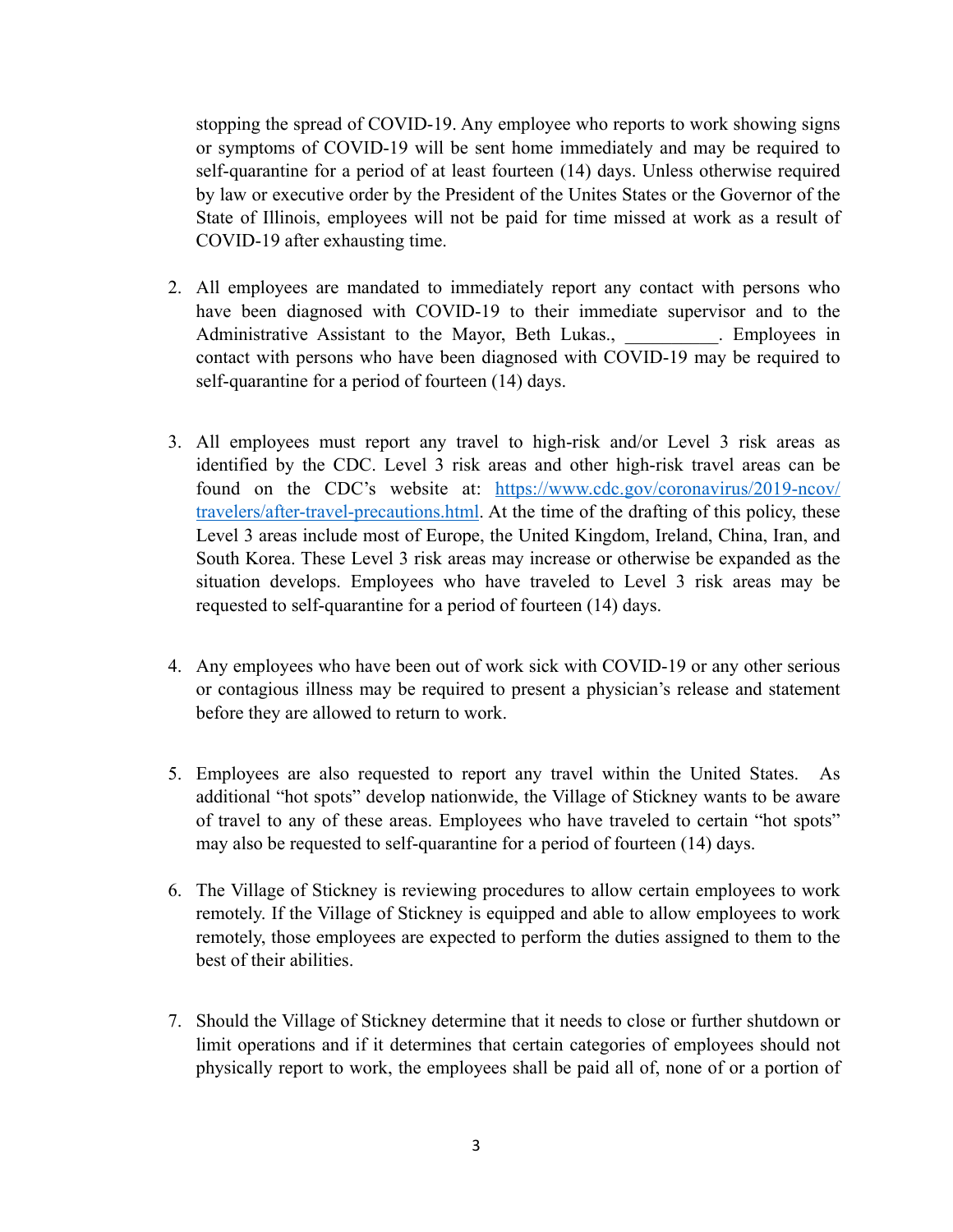stopping the spread of COVID-19. Any employee who reports to work showing signs or symptoms of COVID-19 will be sent home immediately and may be required to self-quarantine for a period of at least fourteen (14) days. Unless otherwise required by law or executive order by the President of the Unites States or the Governor of the State of Illinois, employees will not be paid for time missed at work as a result of COVID-19 after exhausting time.

2. All employees are mandated to immediately report any contact with persons who have been diagnosed with COVID-19 to their immediate supervisor and to the Administrative Assistant to the Mayor, Beth Lukas., __________. Employees in contact with persons who have been diagnosed with COVID-19 may be required to self-quarantine for a period of fourteen (14) days.

3. All employees must report any travel to high-risk and/or Level 3 risk areas as identified by the CDC. Level 3 risk areas and other high-risk travel areas can be found on the CDC's website at: [https://www.cdc.gov/coronavirus/2019-ncov/travelers/after-travel-precautions.html](https://www.cdc.gov/coronavirus/2019-ncov/travelers/after-travel-precautions.html). At the time of the drafting of this policy, these Level 3 areas include most of Europe, the United Kingdom, Ireland, China, Iran, and South Korea. These Level 3 risk areas may increase or otherwise be expanded as the situation develops. Employees who have traveled to Level 3 risk areas may be requested to self-quarantine for a period of fourteen (14) days.

4. Any employees who have been out of work sick with COVID-19 or any other serious or contagious illness may be required to present a physician's release and statement before they are allowed to return to work.

5. Employees are also requested to report any travel within the United States. As additional "hot spots" develop nationwide, the Village of Stickney wants to be aware of travel to any of these areas. Employees who have traveled to certain "hot spots" may also be requested to self-quarantine for a period of fourteen (14) days.

6. The Village of Stickney is reviewing procedures to allow certain employees to work remotely. If the Village of Stickney is equipped and able to allow employees to work remotely, those employees are expected to perform the duties assigned to them to the best of their abilities.

7. Should the Village of Stickney determine that it needs to close or further shutdown or limit operations and if it determines that certain categories of employees should not physically report to work, the employees shall be paid all of, none of or a portion of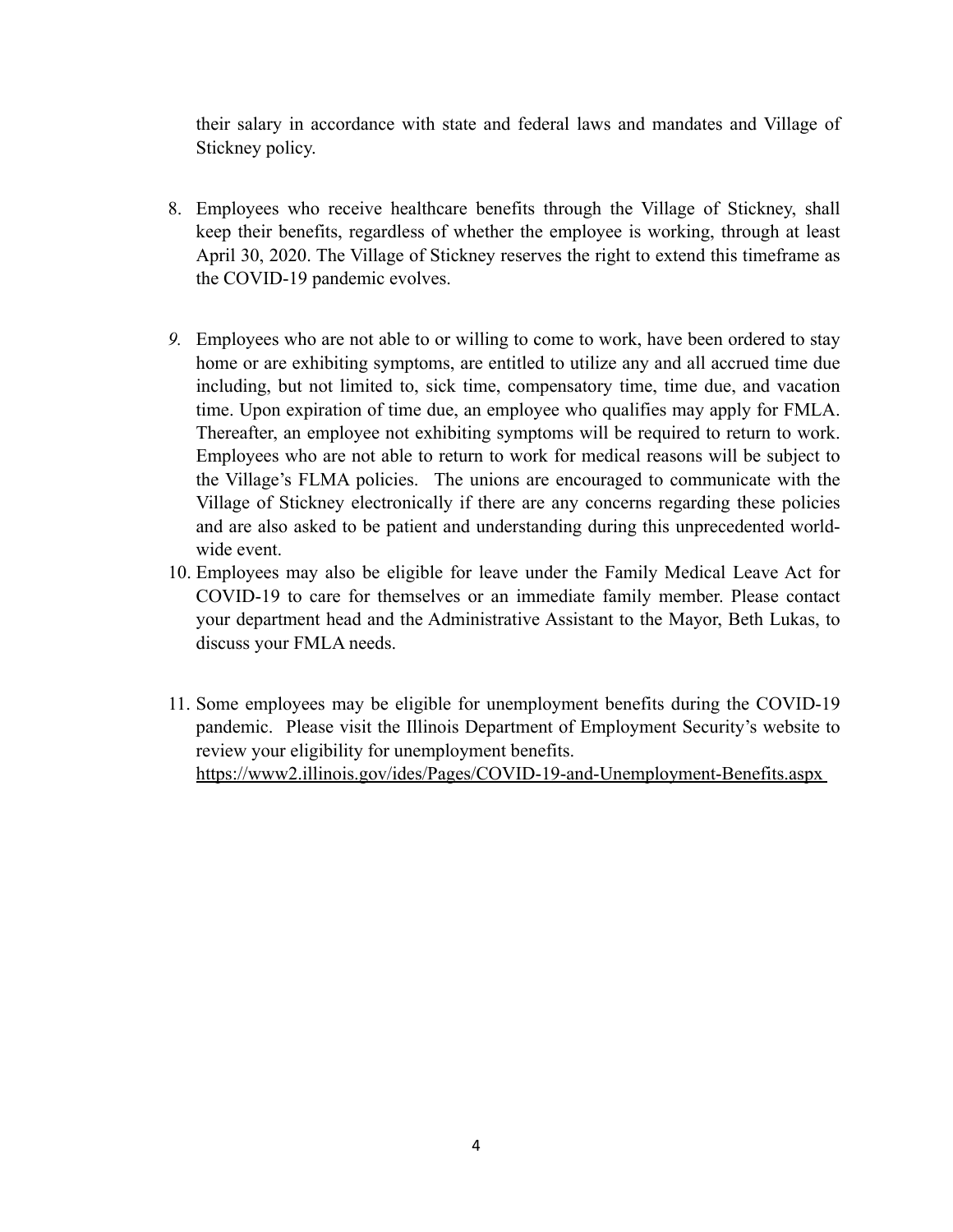their salary in accordance with state and federal laws and mandates and Village of Stickney policy.

8. Employees who receive healthcare benefits through the Village of Stickney, shall keep their benefits, regardless of whether the employee is working, through at least April 30, 2020. The Village of Stickney reserves the right to extend this timeframe as the COVID-19 pandemic evolves.

9. Employees who are not able to or willing to come to work, have been ordered to stay home or are exhibiting symptoms, are entitled to utilize any and all accrued time due including, but not limited to, sick time, compensatory time, time due, and vacation time. Upon expiration of time due, an employee who qualifies may apply for FMLA. Thereafter, an employee not exhibiting symptoms will be required to return to work. Employees who are not able to return to work for medical reasons will be subject to the Village's FLMA policies. The unions are encouraged to communicate with the Village of Stickney electronically if there are any concerns regarding these policies and are also asked to be patient and understanding during this unprecedented world-wide event.
10. Employees may also be eligible for leave under the Family Medical Leave Act for COVID-19 to care for themselves or an immediate family member. Please contact your department head and the Administrative Assistant to the Mayor, Beth Lukas, to discuss your FMLA needs.

11. Some employees may be eligible for unemployment benefits during the COVID-19 pandemic. Please visit the Illinois Department of Employment Security's website to review your eligibility for unemployment benefits.
https://www2.illinois.gov/ides/Pages/COVID-19-and-Unemployment-Benefits.aspx